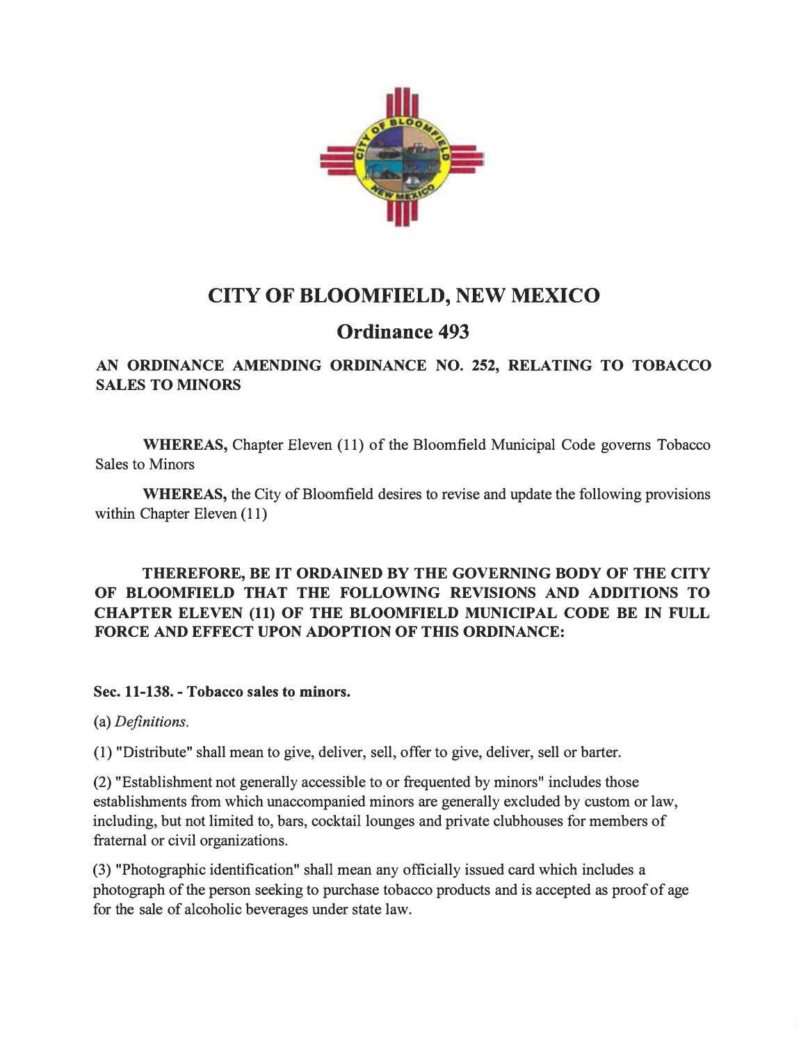# CITY OF BLOOMFIELD, NEW MEXICO

## Ordinance 493

### AN ORDINANCE AMENDING ORDINANCE NO. 252, RELATING TO TOBACCO SALES TO MINORS

**WHEREAS,** Chapter Eleven (11) of the Bloomfield Municipal Code governs Tobacco Sales to Minors

**WHEREAS,** the City of Bloomfield desires to revise and update the following provisions within Chapter Eleven (11)

**THEREFORE, BE IT ORDAINED BY THE GOVERNING BODY OF THE CITY OF BLOOMFIELD THAT THE FOLLOWING REVISIONS AND ADDITIONS TO CHAPTER ELEVEN (11) OF THE BLOOMFIELD MUNICIPAL CODE BE IN FULL FORCE AND EFFECT UPON ADOPTION OF THIS ORDINANCE:**

**Sec. 11-138. - Tobacco sales to minors.**

(a) *Definitions.*

(1) "Distribute" shall mean to give, deliver, sell, offer to give, deliver, sell or barter.

(2) "Establishment not generally accessible to or frequented by minors" includes those establishments from which unaccompanied minors are generally excluded by custom or law, including, but not limited to, bars, cocktail lounges and private clubhouses for members of fraternal or civil organizations.

(3) "Photographic identification" shall mean any officially issued card which includes a photograph of the person seeking to purchase tobacco products and is accepted as proof of age for the sale of alcoholic beverages under state law.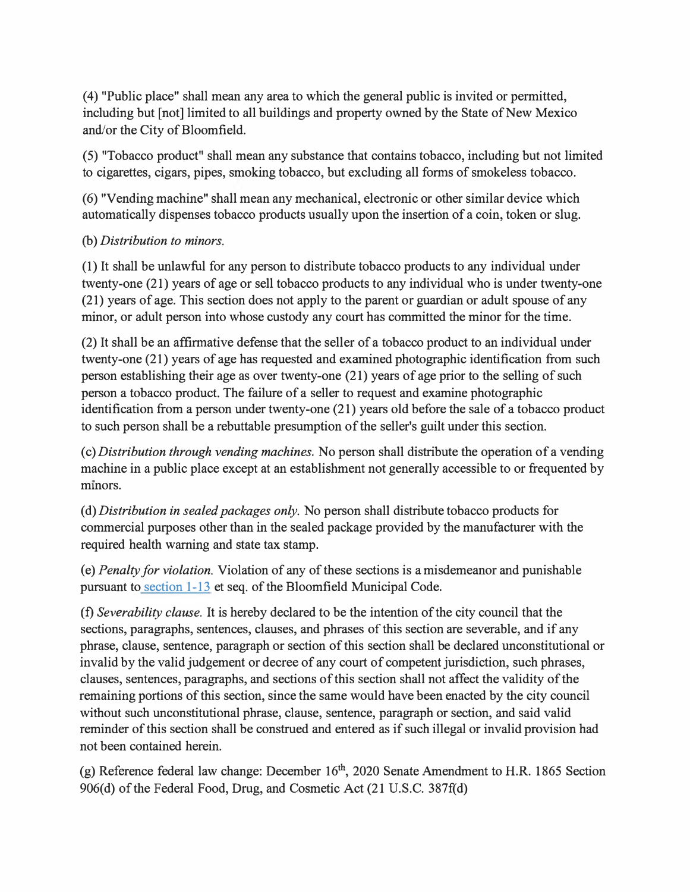(4) "Public place" shall mean any area to which the general public is invited or permitted, including but [not] limited to all buildings and property owned by the State of New Mexico and/or the City of Bloomfield.

(5) "Tobacco product" shall mean any substance that contains tobacco, including but not limited to cigarettes, cigars, pipes, smoking tobacco, but excluding all forms of smokeless tobacco.

(6) "Vending machine" shall mean any mechanical, electronic or other similar device which automatically dispenses tobacco products usually upon the insertion of a coin, token or slug.

(b) *Distribution to minors.*

(1) It shall be unlawful for any person to distribute tobacco products to any individual under twenty-one (21) years of age or sell tobacco products to any individual who is under twenty-one (21) years of age. This section does not apply to the parent or guardian or adult spouse of any minor, or adult person into whose custody any court has committed the minor for the time.

(2) It shall be an affirmative defense that the seller of a tobacco product to an individual under twenty-one (21) years of age has requested and examined photographic identification from such person establishing their age as over twenty-one (21) years of age prior to the selling of such person a tobacco product. The failure of a seller to request and examine photographic identification from a person under twenty-one (21) years old before the sale of a tobacco product to such person shall be a rebuttable presumption of the seller's guilt under this section.

(c) *Distribution through vending machines.* No person shall distribute the operation of a vending machine in a public place except at an establishment not generally accessible to or frequented by minors.

(d) *Distribution in sealed packages only.* No person shall distribute tobacco products for commercial purposes other than in the sealed package provided by the manufacturer with the required health warning and state tax stamp.

(e) *Penalty for violation.* Violation of any of these sections is a misdemeanor and punishable pursuant to section 1-13 et seq. of the Bloomfield Municipal Code.

(f) *Severability clause.* It is hereby declared to be the intention of the city council that the sections, paragraphs, sentences, clauses, and phrases of this section are severable, and if any phrase, clause, sentence, paragraph or section of this section shall be declared unconstitutional or invalid by the valid judgement or decree of any court of competent jurisdiction, such phrases, clauses, sentences, paragraphs, and sections of this section shall not affect the validity of the remaining portions of this section, since the same would have been enacted by the city council without such unconstitutional phrase, clause, sentence, paragraph or section, and said valid reminder of this section shall be construed and entered as if such illegal or invalid provision had not been contained herein.

(g) Reference federal law change: December 16th, 2020 Senate Amendment to H.R. 1865 Section 906(d) of the Federal Food, Drug, and Cosmetic Act (21 U.S.C. 387f(d)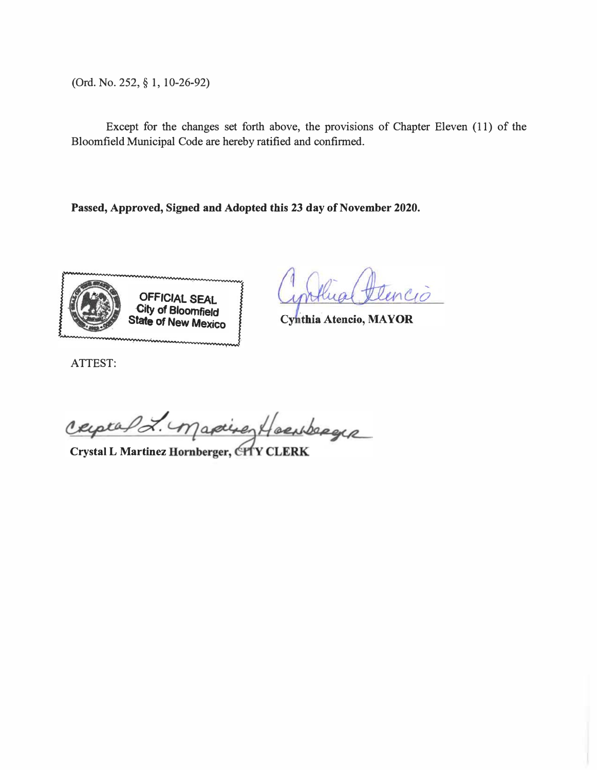(Ord. No. 252, § 1, 10-26-92)

Except for the changes set forth above, the provisions of Chapter Eleven (11) of the Bloomfield Municipal Code are hereby ratified and confirmed.

**Passed, Approved, Signed and Adopted this 23 day of November 2020.**

OFFICIAL SEAL
City of Bloomfield
State of New Mexico

**Cynthia Atencio, MAYOR**

ATTEST:

**Crystal L Martinez Hornberger, CITY CLERK**